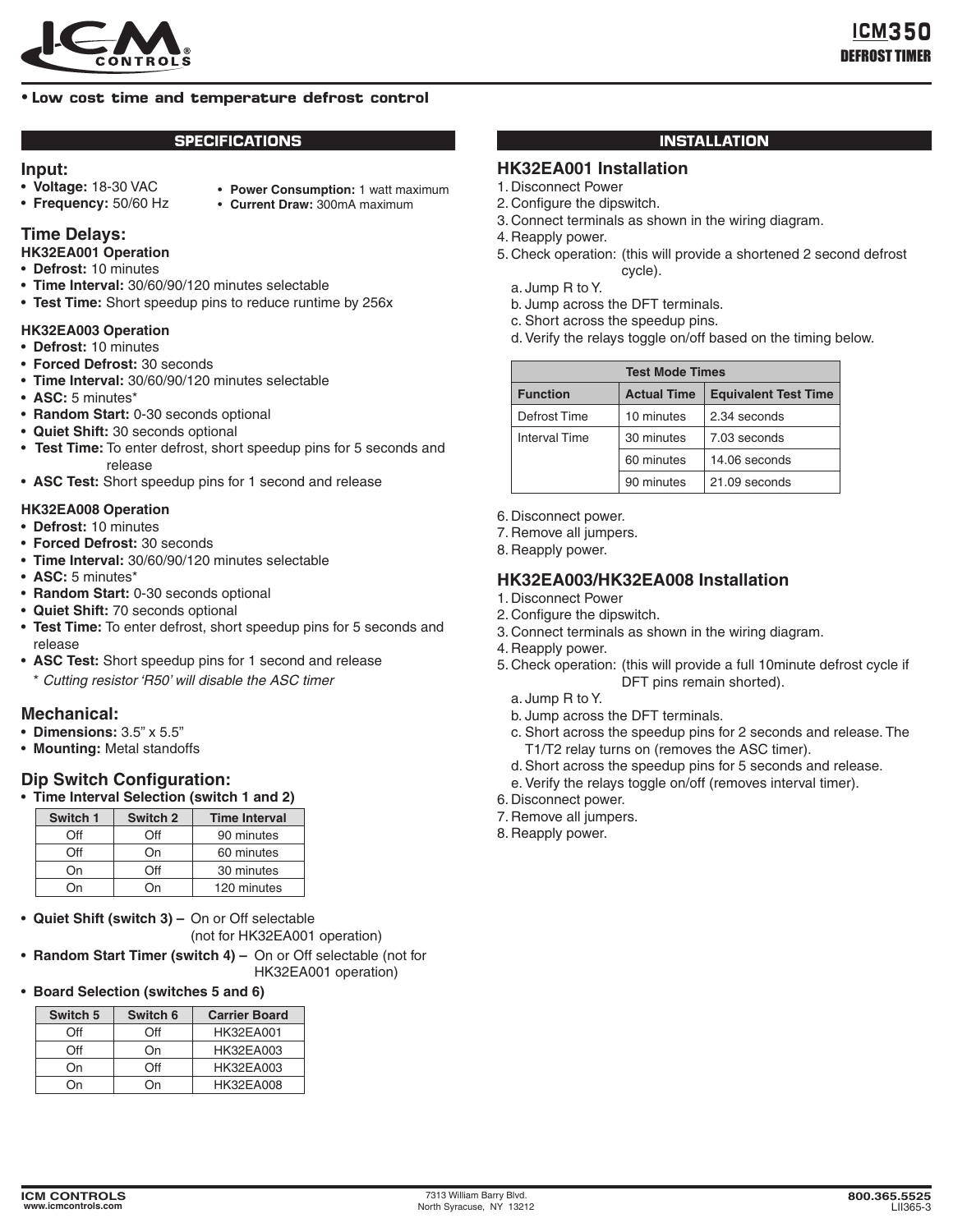# ICM350

## DEFROST TIMER

• **Low cost time and temperature defrost control**

## SPECIFICATIONS

### Input:

- **Voltage:** 18-30 VAC
- **Frequency:** 50/60 Hz
- **Power Consumption:** 1 watt maximum
- **Current Draw:** 300mA maximum

### Time Delays:

**HK32EA001 Operation**

- **Defrost:** 10 minutes
- **Time Interval:** 30/60/90/120 minutes selectable
- **Test Time:** Short speedup pins to reduce runtime by 256x

**HK32EA003 Operation**

- **Defrost:** 10 minutes
- **Forced Defrost:** 30 seconds
- **Time Interval:** 30/60/90/120 minutes selectable
- **ASC:** 5 minutes*
- **Random Start:** 0-30 seconds optional
- **Quiet Shift:** 30 seconds optional
- **Test Time:** To enter defrost, short speedup pins for 5 seconds and release
- **ASC Test:** Short speedup pins for 1 second and release

**HK32EA008 Operation**

- **Defrost:** 10 minutes
- **Forced Defrost:** 30 seconds
- **Time Interval:** 30/60/90/120 minutes selectable
- **ASC:** 5 minutes*
- **Random Start:** 0-30 seconds optional
- **Quiet Shift:** 70 seconds optional
- **Test Time:** To enter defrost, short speedup pins for 5 seconds and release
- **ASC Test:** Short speedup pins for 1 second and release

\* *Cutting resistor 'R50' will disable the ASC timer*

### Mechanical:

- **Dimensions:** 3.5" x 5.5"
- **Mounting:** Metal standoffs

### Dip Switch Configuration:

- **Time Interval Selection (switch 1 and 2)**

| Switch 1 | Switch 2 | Time Interval |
|---|---|---|
| Off | Off | 90 minutes |
| Off | On | 60 minutes |
| On | Off | 30 minutes |
| On | On | 120 minutes |

- **Quiet Shift (switch 3) –** On or Off selectable (not for HK32EA001 operation)
- **Random Start Timer (switch 4) –** On or Off selectable (not for HK32EA001 operation)
- **Board Selection (switches 5 and 6)**

| Switch 5 | Switch 6 | Carrier Board |
|---|---|---|
| Off | Off | HK32EA001 |
| Off | On | HK32EA003 |
| On | Off | HK32EA003 |
| On | On | HK32EA008 |

## INSTALLATION

### HK32EA001 Installation

1. Disconnect Power
2. Configure the dipswitch.
3. Connect terminals as shown in the wiring diagram.
4. Reapply power.
5. Check operation: (this will provide a shortened 2 second defrost cycle).
   a. Jump R to Y.
   b. Jump across the DFT terminals.
   c. Short across the speedup pins.
   d. Verify the relays toggle on/off based on the timing below.

| Test Mode Times | | |
|---|---|---|
| **Function** | **Actual Time** | **Equivalent Test Time** |
| Defrost Time | 10 minutes | 2.34 seconds |
| Interval Time | 30 minutes | 7.03 seconds |
| | 60 minutes | 14.06 seconds |
| | 90 minutes | 21.09 seconds |

6. Disconnect power.
7. Remove all jumpers.
8. Reapply power.

### HK32EA003/HK32EA008 Installation

1. Disconnect Power
2. Configure the dipswitch.
3. Connect terminals as shown in the wiring diagram.
4. Reapply power.
5. Check operation: (this will provide a full 10minute defrost cycle if DFT pins remain shorted).
   a. Jump R to Y.
   b. Jump across the DFT terminals.
   c. Short across the speedup pins for 2 seconds and release. The T1/T2 relay turns on (removes the ASC timer).
   d. Short across the speedup pins for 5 seconds and release.
   e. Verify the relays toggle on/off (removes interval timer).
6. Disconnect power.
7. Remove all jumpers.
8. Reapply power.

**ICM CONTROLS**
www.icmcontrols.com

7313 William Barry Blvd.
North Syracuse, NY 13212

**800.365.5525**
LII365-3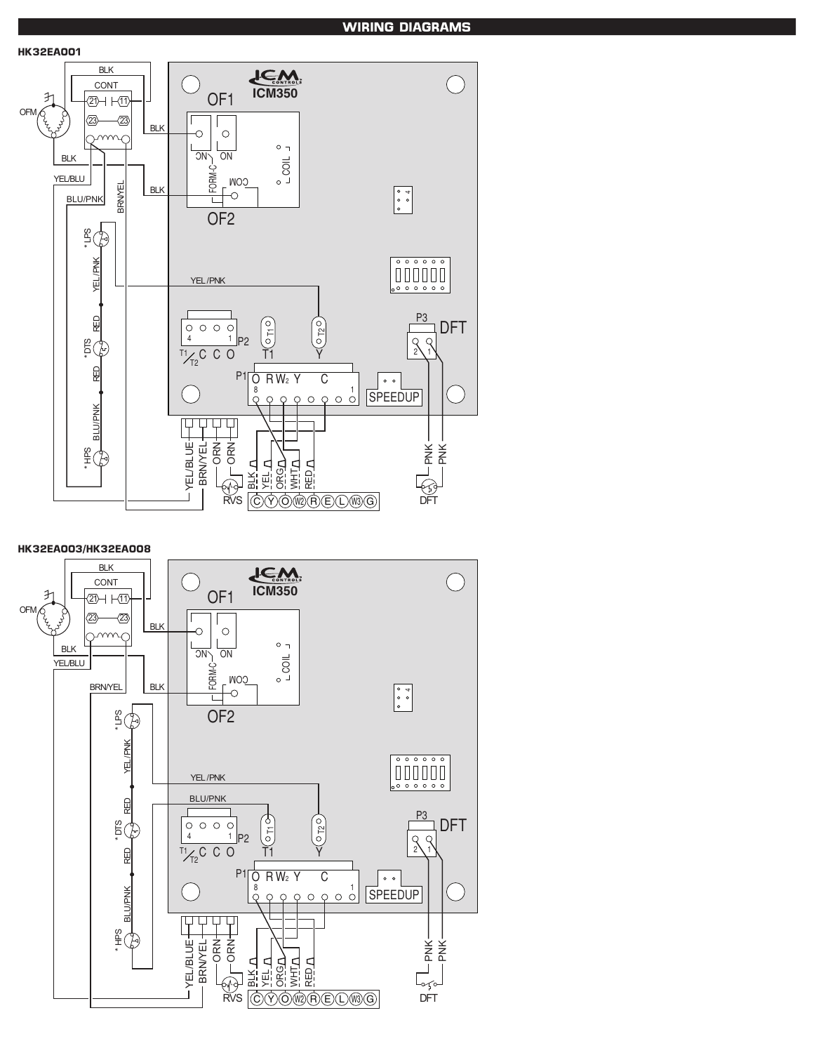## WIRING DIAGRAMS

### HK32EA001

BLK
CONT
21 11
23 23
OFM
BLK
BLK
BLK
YEL/BLU
BLU/PNK
BRN/YEL
ICM
CONTROLS
ICM350
OF1
NC
ON
FORM-C
COIL
COM
OF2
* LPS
YEL/PNK
YEL/PNK
RED
* DTS
RED
BLU/PNK
* HPS
4 1
P2
T1/T2 C C O
T1
T1
T2
Y
P3
DFT
2 1
P1
O R W2 Y C
8 1
SPEEDUP
YEL/BLUE
BRN/YEL
ORN
ORN
RVS
BLK
YEL
ORG
WHT
RED
C Y O W2 R E L W3 G
PNK
PNK
DFT

### HK32EA003/HK32EA008

BLK
CONT
21 11
23 23
OFM
BLK
BLK
YEL/BLU
BRN/YEL
BLK
ICM
CONTROLS
ICM350
OF1
NC
ON
FORM-C
COIL
COM
OF2
* LPS
YEL/PNK
YEL/PNK
BLU/PNK
RED
* DTS
RED
BLU/PNK
* HPS
4 1
P2
T1/T2 C C O
T1
T1
T2
Y
P3
DFT
2 1
P1
O R W2 Y C
8 1
SPEEDUP
YEL/BLUE
BRN/YEL
ORN
ORN
RVS
BLK
YEL
ORG
WHT
RED
C Y O W2 R E L W3 G
PNK
PNK
DFT